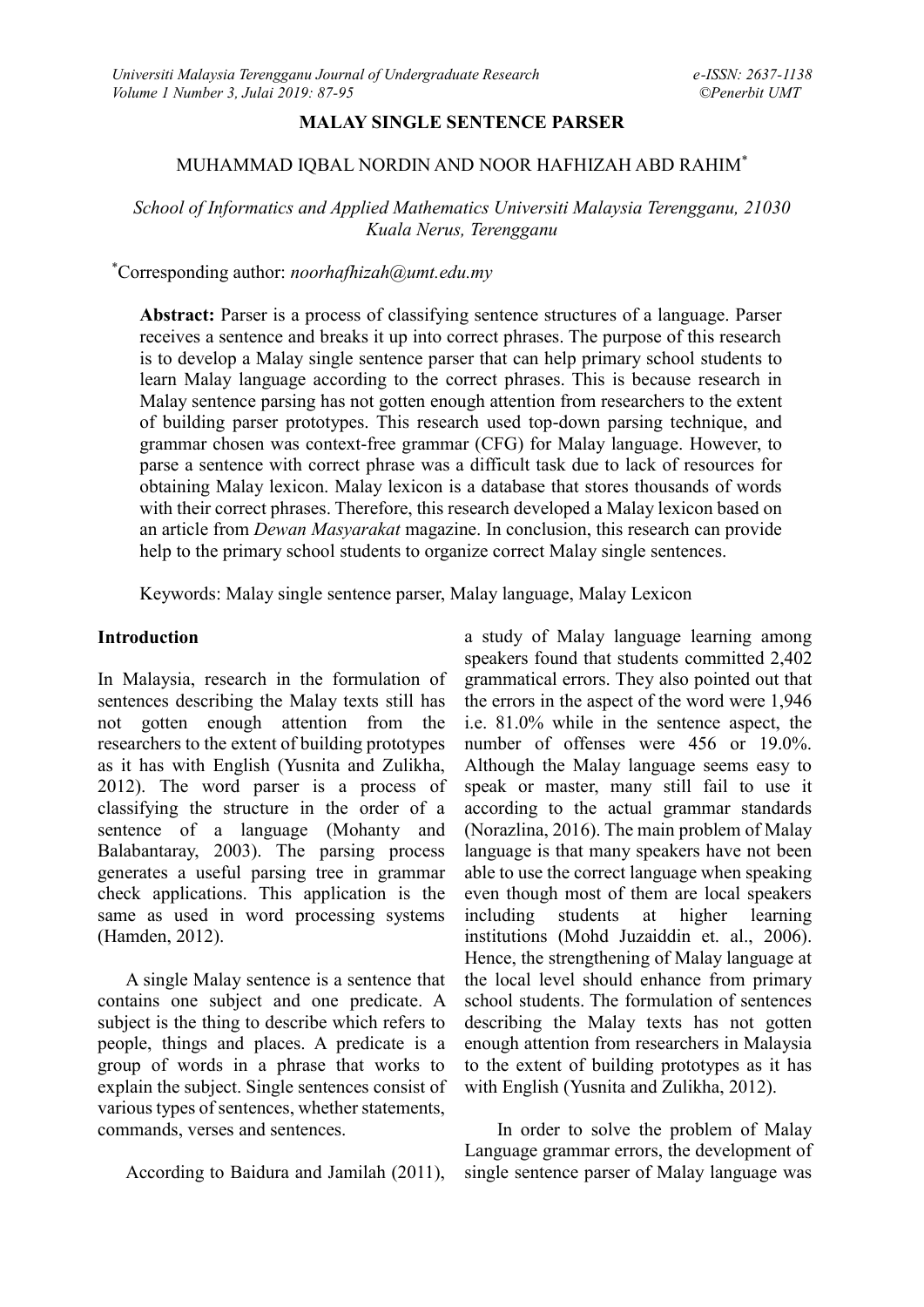# MALAY SINGLE SENTENCE PARSER

MUHAMMAD IQBAL NORDIN AND NOOR HAFHIZAH ABD RAHIM*

*School of Informatics and Applied Mathematics Universiti Malaysia Terengganu, 21030 Kuala Nerus, Terengganu*

*Corresponding author: *noorhafhizah@umt.edu.my*

**Abstract:** Parser is a process of classifying sentence structures of a language. Parser receives a sentence and breaks it up into correct phrases. The purpose of this research is to develop a Malay single sentence parser that can help primary school students to learn Malay language according to the correct phrases. This is because research in Malay sentence parsing has not gotten enough attention from researchers to the extent of building parser prototypes. This research used top-down parsing technique, and grammar chosen was context-free grammar (CFG) for Malay language. However, to parse a sentence with correct phrase was a difficult task due to lack of resources for obtaining Malay lexicon. Malay lexicon is a database that stores thousands of words with their correct phrases. Therefore, this research developed a Malay lexicon based on an article from *Dewan Masyarakat* magazine. In conclusion, this research can provide help to the primary school students to organize correct Malay single sentences.

Keywords: Malay single sentence parser, Malay language, Malay Lexicon

## Introduction

In Malaysia, research in the formulation of sentences describing the Malay texts still has not gotten enough attention from the researchers to the extent of building prototypes as it has with English (Yusnita and Zulikha, 2012). The word parser is a process of classifying the structure in the order of a sentence of a language (Mohanty and Balabantaray, 2003). The parsing process generates a useful parsing tree in grammar check applications. This application is the same as used in word processing systems (Hamden, 2012).

A single Malay sentence is a sentence that contains one subject and one predicate. A subject is the thing to describe which refers to people, things and places. A predicate is a group of words in a phrase that works to explain the subject. Single sentences consist of various types of sentences, whether statements, commands, verses and sentences.

According to Baidura and Jamilah (2011), a study of Malay language learning among speakers found that students committed 2,402 grammatical errors. They also pointed out that the errors in the aspect of the word were 1,946 i.e. 81.0% while in the sentence aspect, the number of offenses were 456 or 19.0%. Although the Malay language seems easy to speak or master, many still fail to use it according to the actual grammar standards (Norazlina, 2016). The main problem of Malay language is that many speakers have not been able to use the correct language when speaking even though most of them are local speakers including students at higher learning institutions (Mohd Juzaiddin et. al., 2006). Hence, the strengthening of Malay language at the local level should enhance from primary school students. The formulation of sentences describing the Malay texts has not gotten enough attention from researchers in Malaysia to the extent of building prototypes as it has with English (Yusnita and Zulikha, 2012).

In order to solve the problem of Malay Language grammar errors, the development of single sentence parser of Malay language was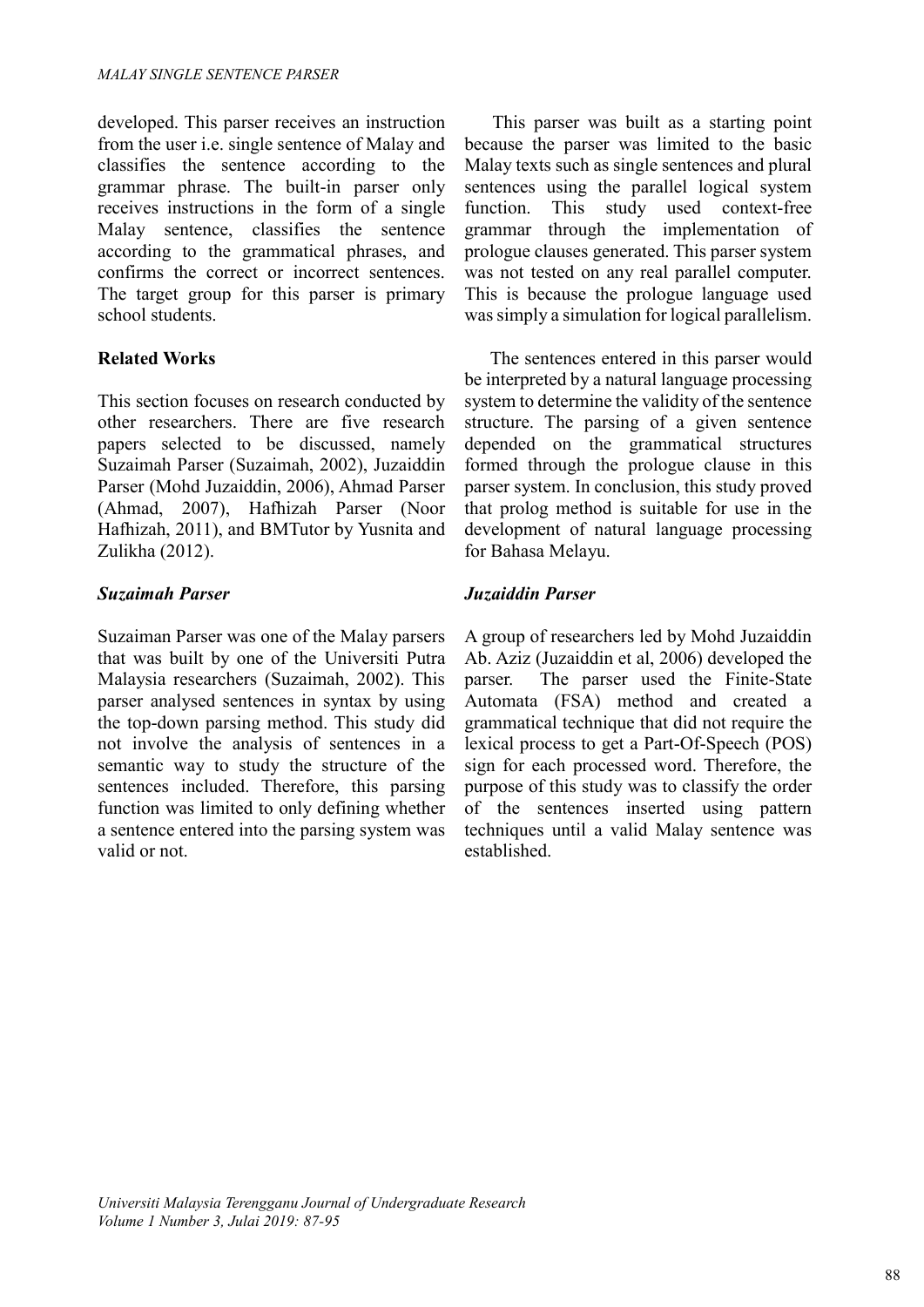developed. This parser receives an instruction from the user i.e. single sentence of Malay and classifies the sentence according to the grammar phrase. The built-in parser only receives instructions in the form of a single Malay sentence, classifies the sentence according to the grammatical phrases, and confirms the correct or incorrect sentences. The target group for this parser is primary school students.

## Related Works

This section focuses on research conducted by other researchers. There are five research papers selected to be discussed, namely Suzaimah Parser (Suzaimah, 2002), Juzaiddin Parser (Mohd Juzaiddin, 2006), Ahmad Parser (Ahmad, 2007), Hafhizah Parser (Noor Hafhizah, 2011), and BMTutor by Yusnita and Zulikha (2012).

### *Suzaimah Parser*

Suzaiman Parser was one of the Malay parsers that was built by one of the Universiti Putra Malaysia researchers (Suzaimah, 2002). This parser analysed sentences in syntax by using the top-down parsing method. This study did not involve the analysis of sentences in a semantic way to study the structure of the sentences included. Therefore, this parsing function was limited to only defining whether a sentence entered into the parsing system was valid or not.

This parser was built as a starting point because the parser was limited to the basic Malay texts such as single sentences and plural sentences using the parallel logical system function. This study used context-free grammar through the implementation of prologue clauses generated. This parser system was not tested on any real parallel computer. This is because the prologue language used was simply a simulation for logical parallelism.

The sentences entered in this parser would be interpreted by a natural language processing system to determine the validity of the sentence structure. The parsing of a given sentence depended on the grammatical structures formed through the prologue clause in this parser system. In conclusion, this study proved that prolog method is suitable for use in the development of natural language processing for Bahasa Melayu.

### *Juzaiddin Parser*

A group of researchers led by Mohd Juzaiddin Ab. Aziz (Juzaiddin et al, 2006) developed the parser. The parser used the Finite-State Automata (FSA) method and created a grammatical technique that did not require the lexical process to get a Part-Of-Speech (POS) sign for each processed word. Therefore, the purpose of this study was to classify the order of the sentences inserted using pattern techniques until a valid Malay sentence was established.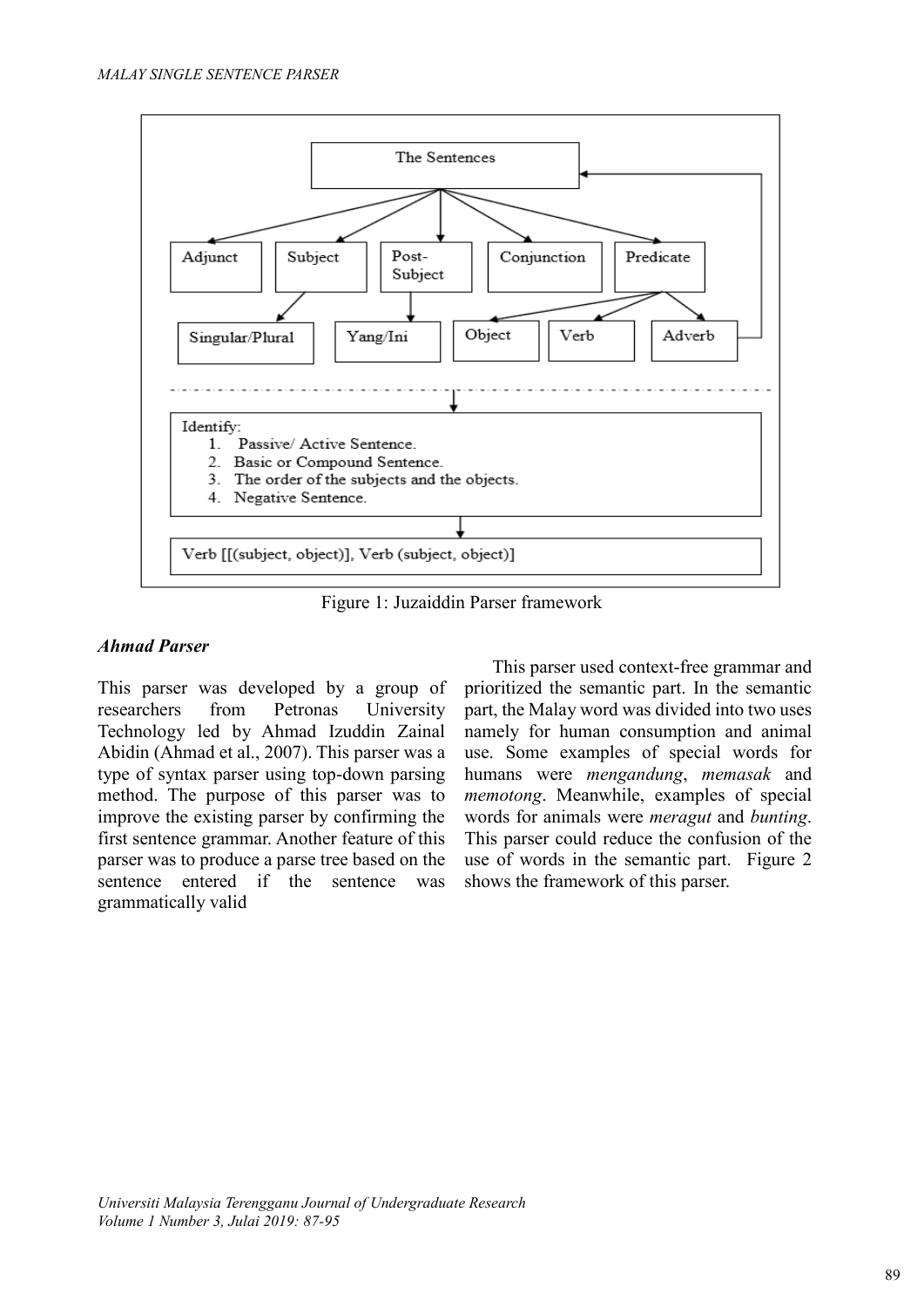The Sentences

Adjunct | Subject | Post-Subject | Conjunction | Predicate

Singular/Plural | Yang/Ini | Object | Verb | Adverb

Identify:
1. Passive/ Active Sentence.
2. Basic or Compound Sentence.
3. The order of the subjects and the objects.
4. Negative Sentence.

Verb [[(subject, object)], Verb (subject, object)]

Figure 1: Juzaiddin Parser framework

### *Ahmad Parser*

This parser was developed by a group of researchers from Petronas University Technology led by Ahmad Izuddin Zainal Abidin (Ahmad et al., 2007). This parser was a type of syntax parser using top-down parsing method. The purpose of this parser was to improve the existing parser by confirming the first sentence grammar. Another feature of this parser was to produce a parse tree based on the sentence entered if the sentence was grammatically valid

This parser used context-free grammar and prioritized the semantic part. In the semantic part, the Malay word was divided into two uses namely for human consumption and animal use. Some examples of special words for humans were *mengandung*, *memasak* and *memotong*. Meanwhile, examples of special words for animals were *meragut* and *bunting*. This parser could reduce the confusion of the use of words in the semantic part. Figure 2 shows the framework of this parser.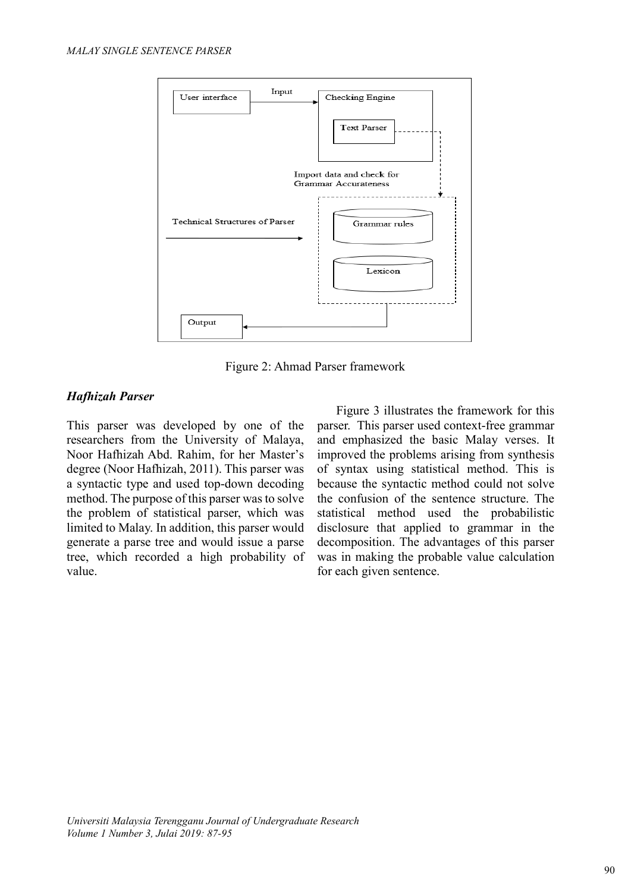Figure 2: Ahmad Parser framework

### *Hafhizah Parser*

This parser was developed by one of the researchers from the University of Malaya, Noor Hafhizah Abd. Rahim, for her Master's degree (Noor Hafhizah, 2011). This parser was a syntactic type and used top-down decoding method. The purpose of this parser was to solve the problem of statistical parser, which was limited to Malay. In addition, this parser would generate a parse tree and would issue a parse tree, which recorded a high probability of value.

Figure 3 illustrates the framework for this parser. This parser used context-free grammar and emphasized the basic Malay verses. It improved the problems arising from synthesis of syntax using statistical method. This is because the syntactic method could not solve the confusion of the sentence structure. The statistical method used the probabilistic disclosure that applied to grammar in the decomposition. The advantages of this parser was in making the probable value calculation for each given sentence.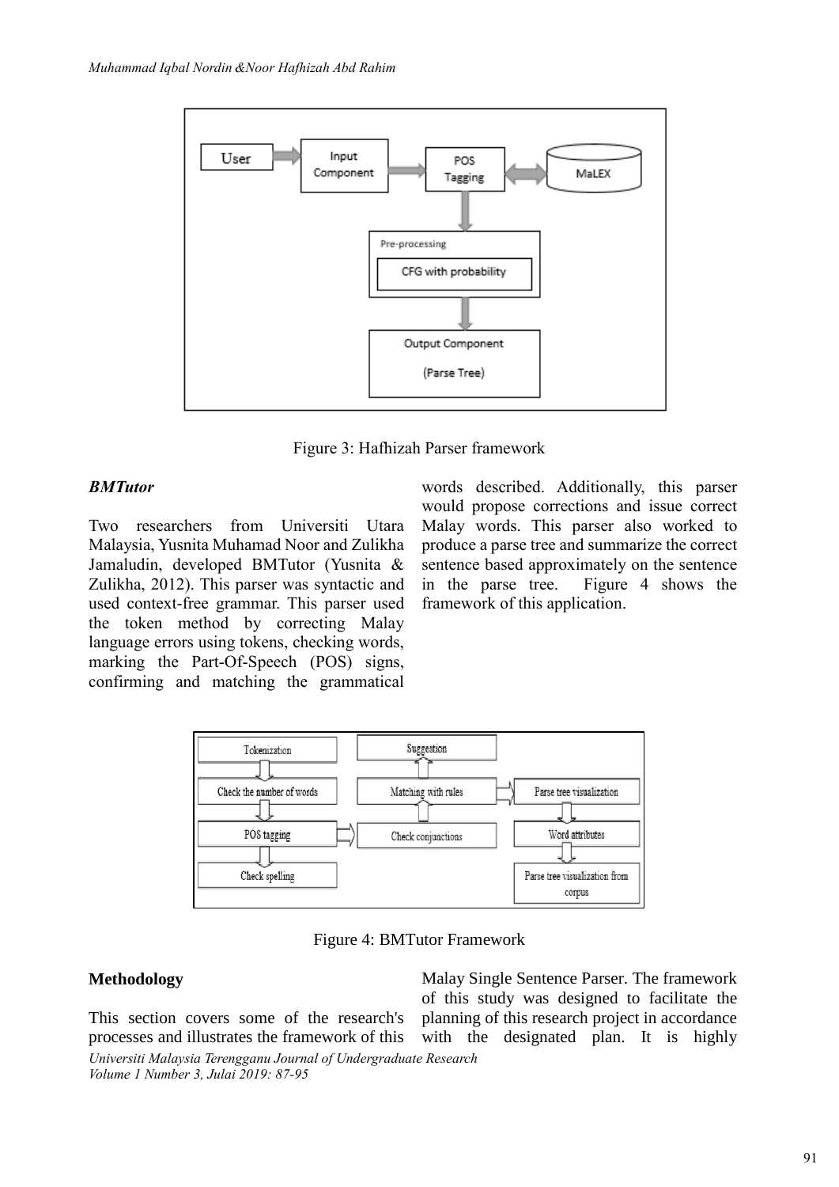Figure 3: Hafhizah Parser framework

### *BMTutor*

Two researchers from Universiti Utara Malaysia, Yusnita Muhamad Noor and Zulikha Jamaludin, developed BMTutor (Yusnita & Zulikha, 2012). This parser was syntactic and used context-free grammar. This parser used the token method by correcting Malay language errors using tokens, checking words, marking the Part-Of-Speech (POS) signs, confirming and matching the grammatical words described. Additionally, this parser would propose corrections and issue correct Malay words. This parser also worked to produce a parse tree and summarize the correct sentence based approximately on the sentence in the parse tree. Figure 4 shows the framework of this application.

Figure 4: BMTutor Framework

## Methodology

This section covers some of the research's processes and illustrates the framework of this Malay Single Sentence Parser. The framework of this study was designed to facilitate the planning of this research project in accordance with the designated plan. It is highly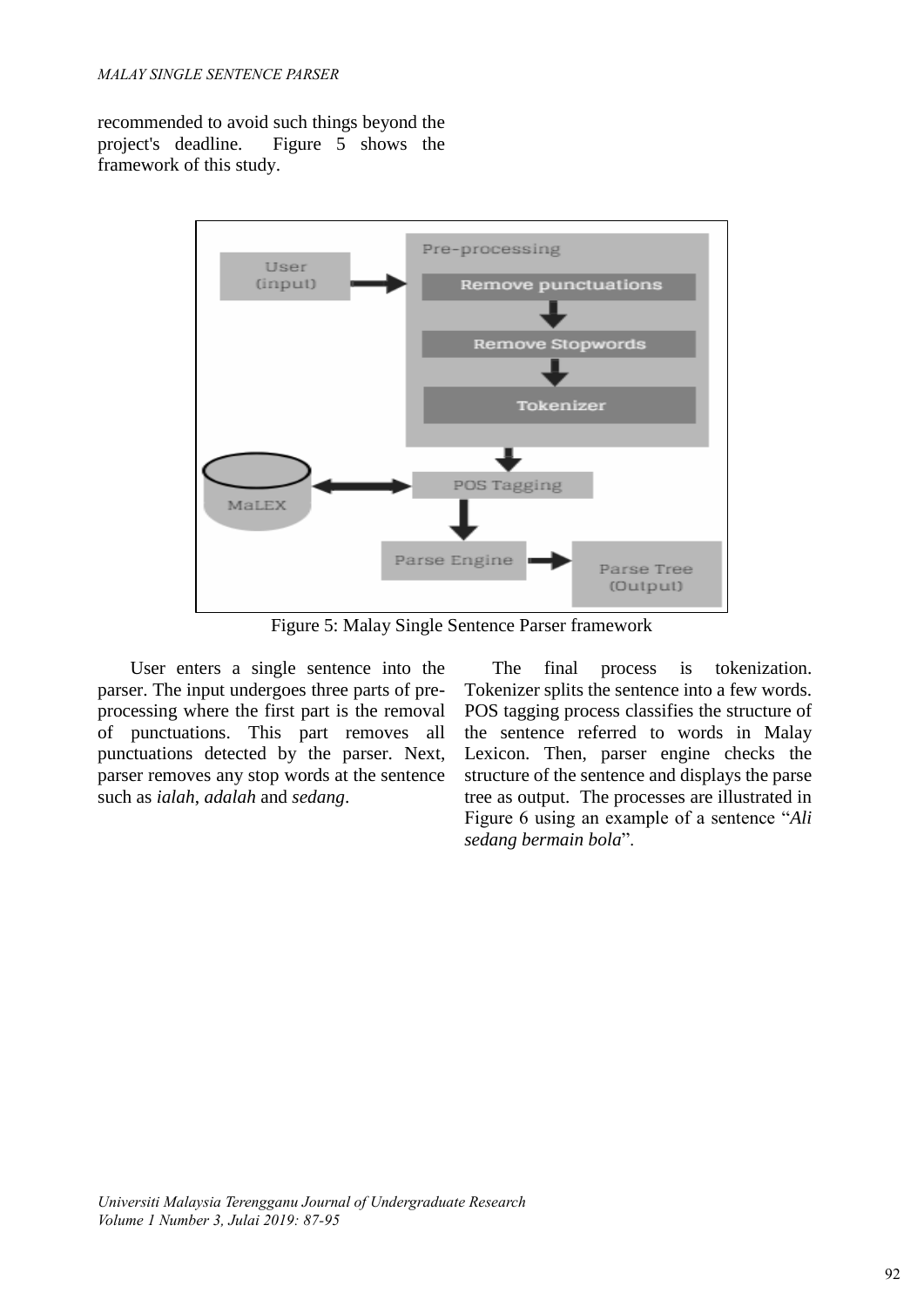recommended to avoid such things beyond the project's deadline. Figure 5 shows the framework of this study.

Figure 5: Malay Single Sentence Parser framework

User enters a single sentence into the parser. The input undergoes three parts of pre-processing where the first part is the removal of punctuations. This part removes all punctuations detected by the parser. Next, parser removes any stop words at the sentence such as *ialah*, *adalah* and *sedang*.

The final process is tokenization. Tokenizer splits the sentence into a few words. POS tagging process classifies the structure of the sentence referred to words in Malay Lexicon. Then, parser engine checks the structure of the sentence and displays the parse tree as output. The processes are illustrated in Figure 6 using an example of a sentence "*Ali sedang bermain bola*".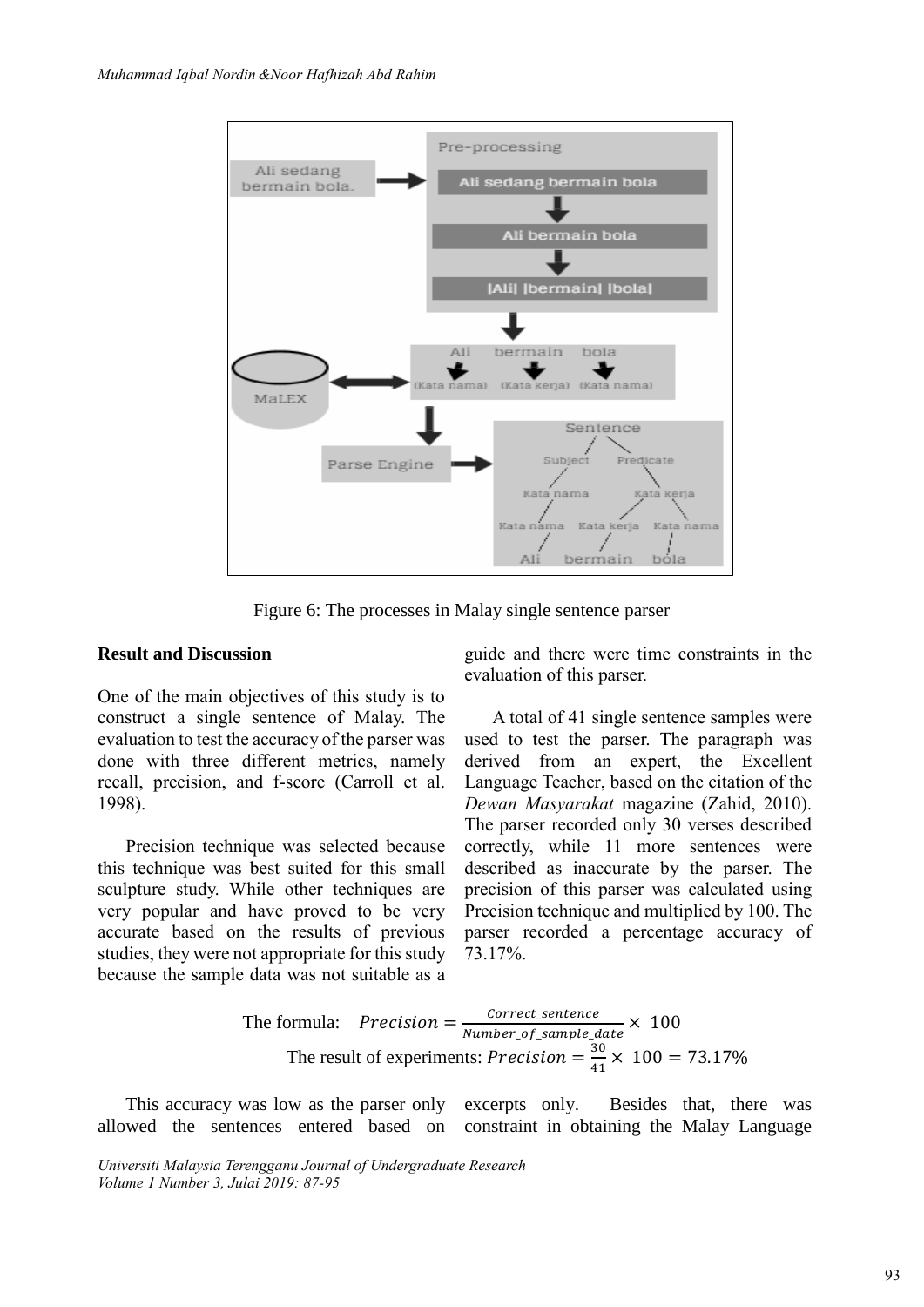Figure 6: The processes in Malay single sentence parser

## Result and Discussion

One of the main objectives of this study is to construct a single sentence of Malay. The evaluation to test the accuracy of the parser was done with three different metrics, namely recall, precision, and f-score (Carroll et al. 1998).

Precision technique was selected because this technique was best suited for this small sculpture study. While other techniques are very popular and have proved to be very accurate based on the results of previous studies, they were not appropriate for this study because the sample data was not suitable as a guide and there were time constraints in the evaluation of this parser.

A total of 41 single sentence samples were used to test the parser. The paragraph was derived from an expert, the Excellent Language Teacher, based on the citation of the *Dewan Masyarakat* magazine (Zahid, 2010). The parser recorded only 30 verses described correctly, while 11 more sentences were described as inaccurate by the parser. The precision of this parser was calculated using Precision technique and multiplied by 100. The parser recorded a percentage accuracy of 73.17%.

The formula: $$Precision = \frac{Correct\_sentence}{Number\_of\_sample\_date} \times 100$$

The result of experiments: $$Precision = \frac{30}{41} \times 100 = 73.17\%$$

This accuracy was low as the parser only allowed the sentences entered based on excerpts only. Besides that, there was constraint in obtaining the Malay Language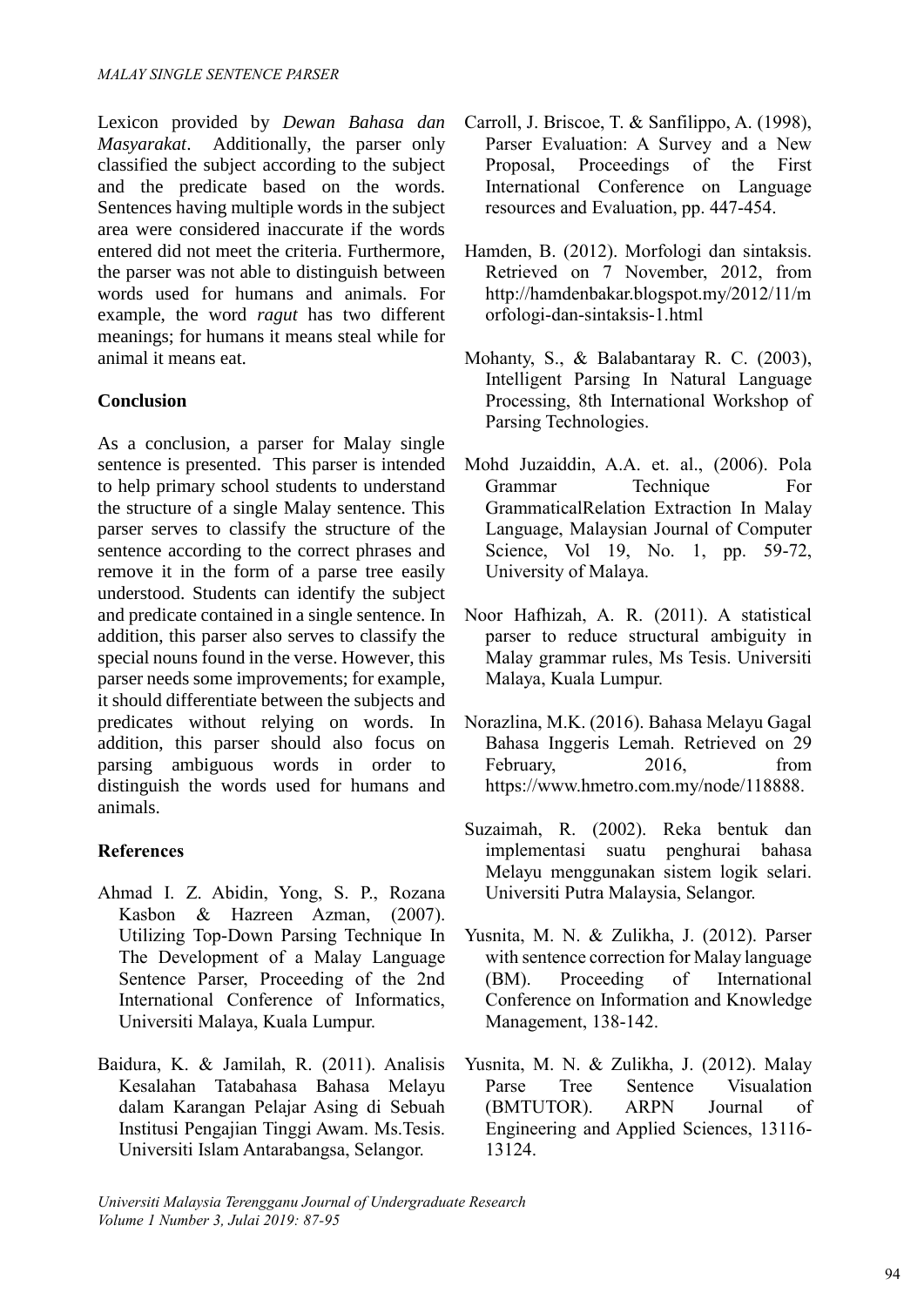Lexicon provided by *Dewan Bahasa dan Masyarakat*. Additionally, the parser only classified the subject according to the subject and the predicate based on the words. Sentences having multiple words in the subject area were considered inaccurate if the words entered did not meet the criteria. Furthermore, the parser was not able to distinguish between words used for humans and animals. For example, the word *ragut* has two different meanings; for humans it means steal while for animal it means eat.

## Conclusion

As a conclusion, a parser for Malay single sentence is presented. This parser is intended to help primary school students to understand the structure of a single Malay sentence. This parser serves to classify the structure of the sentence according to the correct phrases and remove it in the form of a parse tree easily understood. Students can identify the subject and predicate contained in a single sentence. In addition, this parser also serves to classify the special nouns found in the verse. However, this parser needs some improvements; for example, it should differentiate between the subjects and predicates without relying on words. In addition, this parser should also focus on parsing ambiguous words in order to distinguish the words used for humans and animals.

## References

Ahmad I. Z. Abidin, Yong, S. P., Rozana Kasbon & Hazreen Azman, (2007). Utilizing Top-Down Parsing Technique In The Development of a Malay Language Sentence Parser, Proceeding of the 2nd International Conference of Informatics, Universiti Malaya, Kuala Lumpur.

Baidura, K. & Jamilah, R. (2011). Analisis Kesalahan Tatabahasa Bahasa Melayu dalam Karangan Pelajar Asing di Sebuah Institusi Pengajian Tinggi Awam. Ms.Tesis. Universiti Islam Antarabangsa, Selangor.

Carroll, J. Briscoe, T. & Sanfilippo, A. (1998), Parser Evaluation: A Survey and a New Proposal, Proceedings of the First International Conference on Language resources and Evaluation, pp. 447-454.

Hamden, B. (2012). Morfologi dan sintaksis. Retrieved on 7 November, 2012, from http://hamdenbakar.blogspot.my/2012/11/morfologi-dan-sintaksis-1.html

Mohanty, S., & Balabantaray R. C. (2003), Intelligent Parsing In Natural Language Processing, 8th International Workshop of Parsing Technologies.

Mohd Juzaiddin, A.A. et. al., (2006). Pola Grammar Technique For GrammaticalRelation Extraction In Malay Language, Malaysian Journal of Computer Science, Vol 19, No. 1, pp. 59-72, University of Malaya.

Noor Hafhizah, A. R. (2011). A statistical parser to reduce structural ambiguity in Malay grammar rules, Ms Tesis. Universiti Malaya, Kuala Lumpur.

Norazlina, M.K. (2016). Bahasa Melayu Gagal Bahasa Inggeris Lemah. Retrieved on 29 February, 2016, from https://www.hmetro.com.my/node/118888.

Suzaimah, R. (2002). Reka bentuk dan implementasi suatu penghurai bahasa Melayu menggunakan sistem logik selari. Universiti Putra Malaysia, Selangor.

Yusnita, M. N. & Zulikha, J. (2012). Parser with sentence correction for Malay language (BM). Proceeding of International Conference on Information and Knowledge Management, 138-142.

Yusnita, M. N. & Zulikha, J. (2012). Malay Parse Tree Sentence Visualation (BMTUTOR). ARPN Journal of Engineering and Applied Sciences, 13116-13124.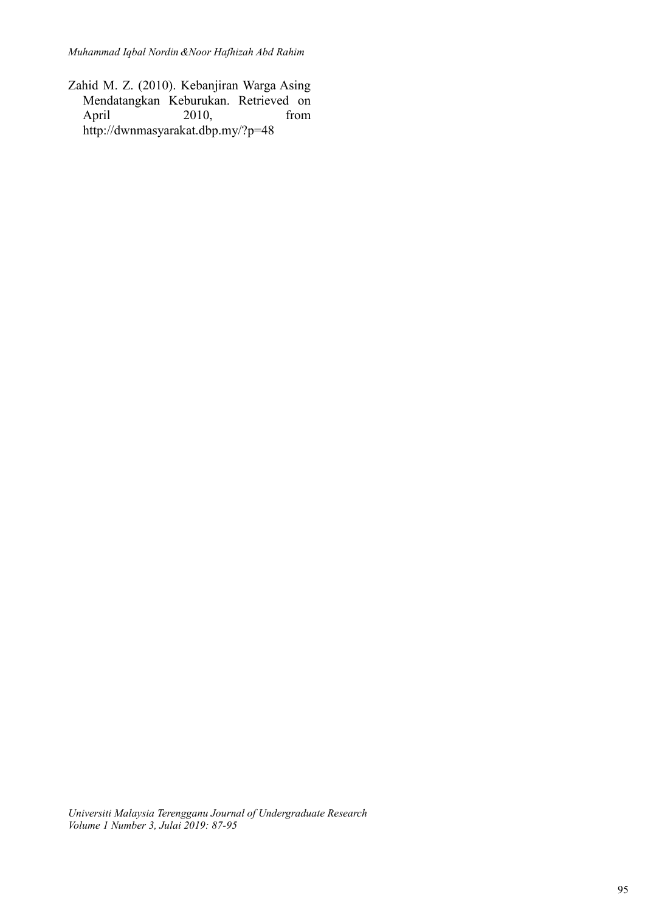Zahid M. Z. (2010). Kebanjiran Warga Asing Mendatangkan Keburukan. Retrieved on April 2010, from http://dwnmasyarakat.dbp.my/?p=48